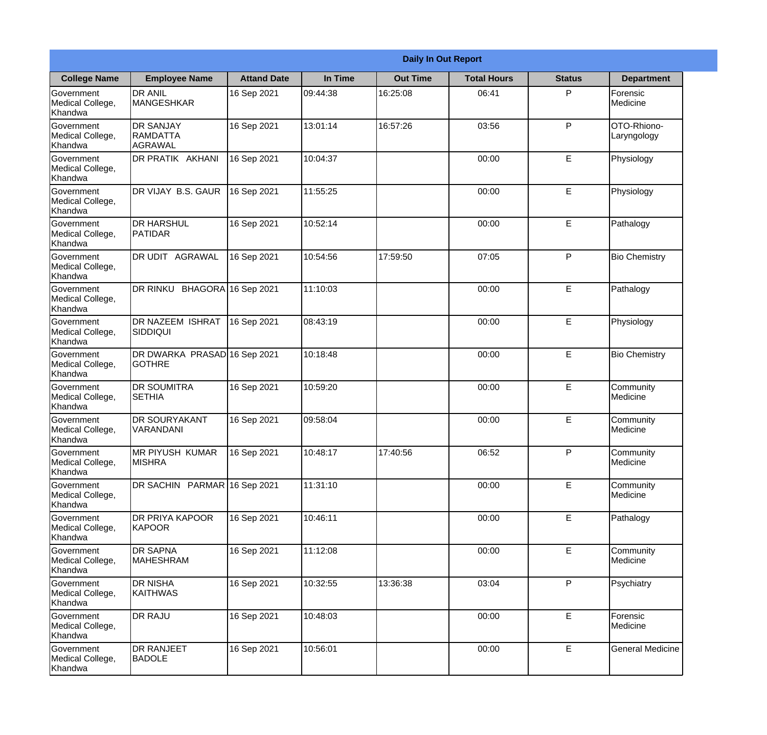| Daily In Out Report | | | | | | | |
|---|---|---|---|---|---|---|---|
| **College Name** | **Employee Name** | **Attand Date** | **In Time** | **Out Time** | **Total Hours** | **Status** | **Department** |
| Government Medical College, Khandwa | DR ANIL MANGESHKAR | 16 Sep 2021 | 09:44:38 | 16:25:08 | 06:41 | P | Forensic Medicine |
| Government Medical College, Khandwa | DR SANJAY RAMDATTA AGRAWAL | 16 Sep 2021 | 13:01:14 | 16:57:26 | 03:56 | P | OTO-Rhiono-Laryngology |
| Government Medical College, Khandwa | DR PRATIK AKHANI | 16 Sep 2021 | 10:04:37 | | 00:00 | E | Physiology |
| Government Medical College, Khandwa | DR VIJAY B.S. GAUR | 16 Sep 2021 | 11:55:25 | | 00:00 | E | Physiology |
| Government Medical College, Khandwa | DR HARSHUL PATIDAR | 16 Sep 2021 | 10:52:14 | | 00:00 | E | Pathalogy |
| Government Medical College, Khandwa | DR UDIT AGRAWAL | 16 Sep 2021 | 10:54:56 | 17:59:50 | 07:05 | P | Bio Chemistry |
| Government Medical College, Khandwa | DR RINKU BHAGORA | 16 Sep 2021 | 11:10:03 | | 00:00 | E | Pathalogy |
| Government Medical College, Khandwa | DR NAZEEM ISHRAT SIDDIQUI | 16 Sep 2021 | 08:43:19 | | 00:00 | E | Physiology |
| Government Medical College, Khandwa | DR DWARKA PRASAD GOTHRE | 16 Sep 2021 | 10:18:48 | | 00:00 | E | Bio Chemistry |
| Government Medical College, Khandwa | DR SOUMITRA SETHIA | 16 Sep 2021 | 10:59:20 | | 00:00 | E | Community Medicine |
| Government Medical College, Khandwa | DR SOURYAKANT VARANDANI | 16 Sep 2021 | 09:58:04 | | 00:00 | E | Community Medicine |
| Government Medical College, Khandwa | MR PIYUSH KUMAR MISHRA | 16 Sep 2021 | 10:48:17 | 17:40:56 | 06:52 | P | Community Medicine |
| Government Medical College, Khandwa | DR SACHIN PARMAR | 16 Sep 2021 | 11:31:10 | | 00:00 | E | Community Medicine |
| Government Medical College, Khandwa | DR PRIYA KAPOOR KAPOOR | 16 Sep 2021 | 10:46:11 | | 00:00 | E | Pathalogy |
| Government Medical College, Khandwa | DR SAPNA MAHESHRAM | 16 Sep 2021 | 11:12:08 | | 00:00 | E | Community Medicine |
| Government Medical College, Khandwa | DR NISHA KAITHWAS | 16 Sep 2021 | 10:32:55 | 13:36:38 | 03:04 | P | Psychiatry |
| Government Medical College, Khandwa | DR RAJU | 16 Sep 2021 | 10:48:03 | | 00:00 | E | Forensic Medicine |
| Government Medical College, Khandwa | DR RANJEET BADOLE | 16 Sep 2021 | 10:56:01 | | 00:00 | E | General Medicine |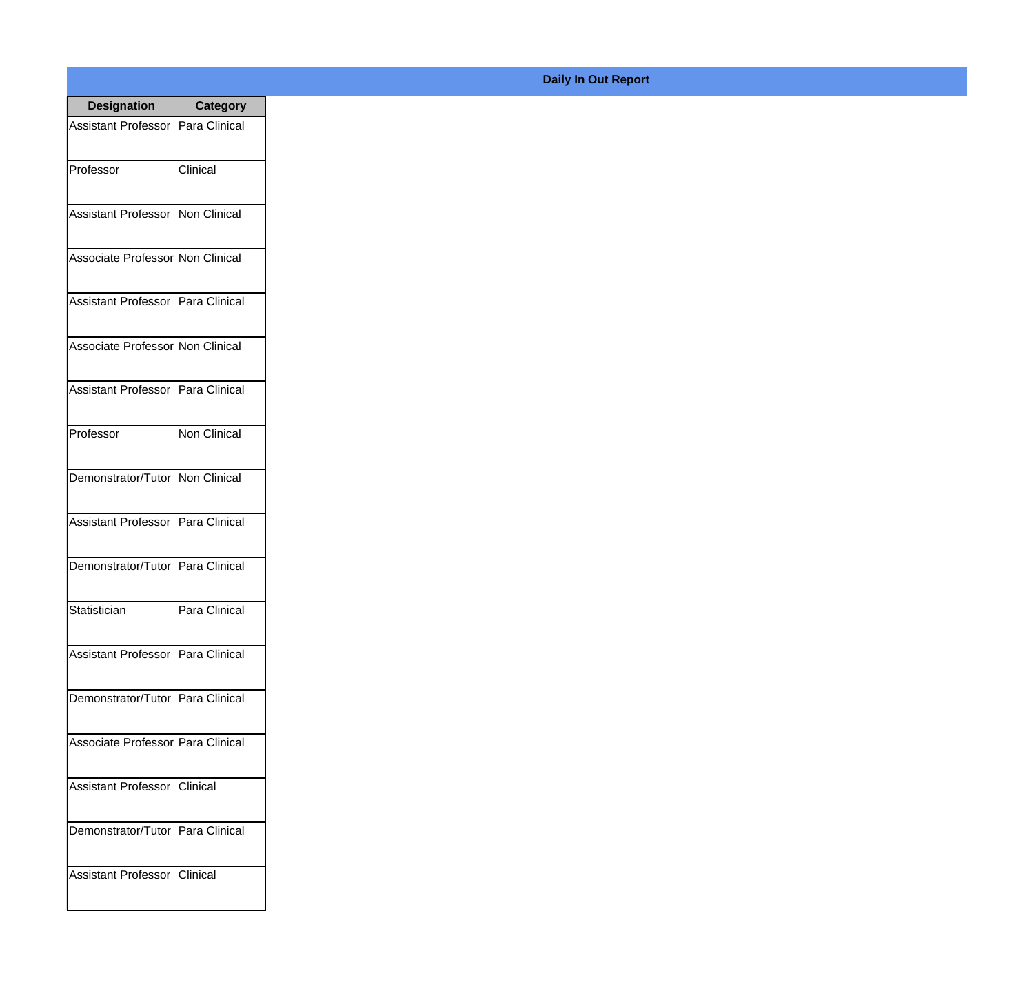**Daily In Out Report**

| Designation | Category |
| --- | --- |
| Assistant Professor | Para Clinical |
| Professor | Clinical |
| Assistant Professor | Non Clinical |
| Associate Professor | Non Clinical |
| Assistant Professor | Para Clinical |
| Associate Professor | Non Clinical |
| Assistant Professor | Para Clinical |
| Professor | Non Clinical |
| Demonstrator/Tutor | Non Clinical |
| Assistant Professor | Para Clinical |
| Demonstrator/Tutor | Para Clinical |
| Statistician | Para Clinical |
| Assistant Professor | Para Clinical |
| Demonstrator/Tutor | Para Clinical |
| Associate Professor | Para Clinical |
| Assistant Professor | Clinical |
| Demonstrator/Tutor | Para Clinical |
| Assistant Professor | Clinical |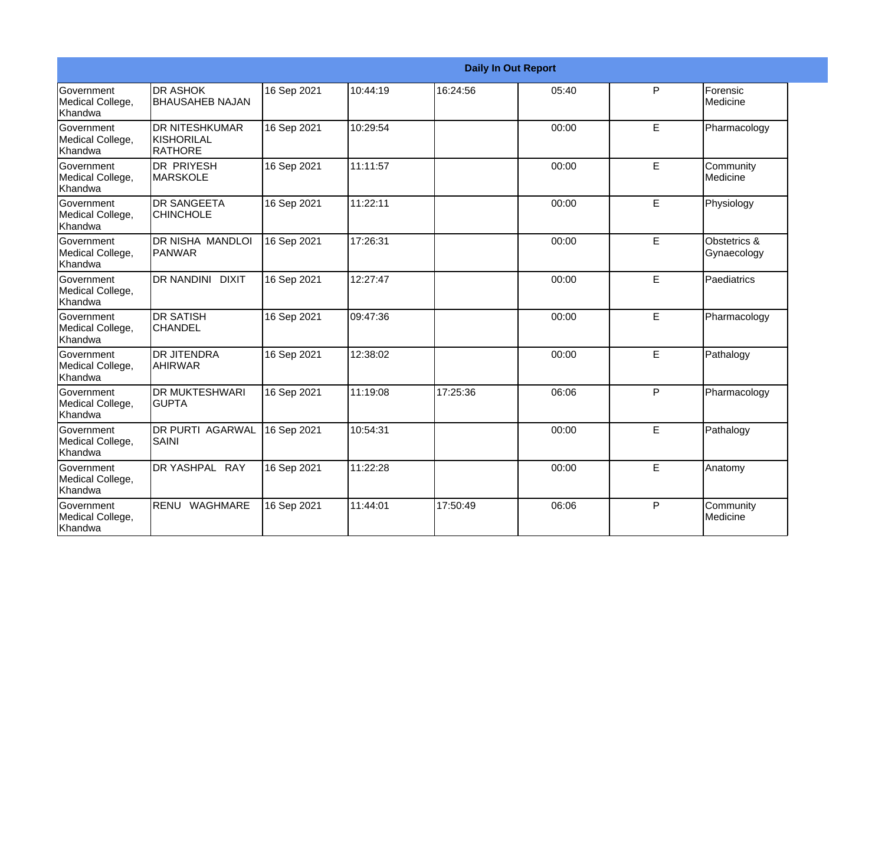| Daily In Out Report | | | | | | | |
|---|---|---|---|---|---|---|---|
| Government Medical College, Khandwa | DR ASHOK BHAUSAHEB NAJAN | 16 Sep 2021 | 10:44:19 | 16:24:56 | 05:40 | P | Forensic Medicine |
| Government Medical College, Khandwa | DR NITESHKUMAR KISHORILAL RATHORE | 16 Sep 2021 | 10:29:54 | | 00:00 | E | Pharmacology |
| Government Medical College, Khandwa | DR PRIYESH MARSKOLE | 16 Sep 2021 | 11:11:57 | | 00:00 | E | Community Medicine |
| Government Medical College, Khandwa | DR SANGEETA CHINCHOLE | 16 Sep 2021 | 11:22:11 | | 00:00 | E | Physiology |
| Government Medical College, Khandwa | DR NISHA MANDLOI PANWAR | 16 Sep 2021 | 17:26:31 | | 00:00 | E | Obstetrics & Gynaecology |
| Government Medical College, Khandwa | DR NANDINI DIXIT | 16 Sep 2021 | 12:27:47 | | 00:00 | E | Paediatrics |
| Government Medical College, Khandwa | DR SATISH CHANDEL | 16 Sep 2021 | 09:47:36 | | 00:00 | E | Pharmacology |
| Government Medical College, Khandwa | DR JITENDRA AHIRWAR | 16 Sep 2021 | 12:38:02 | | 00:00 | E | Pathalogy |
| Government Medical College, Khandwa | DR MUKTESHWARI GUPTA | 16 Sep 2021 | 11:19:08 | 17:25:36 | 06:06 | P | Pharmacology |
| Government Medical College, Khandwa | DR PURTI AGARWAL SAINI | 16 Sep 2021 | 10:54:31 | | 00:00 | E | Pathalogy |
| Government Medical College, Khandwa | DR YASHPAL RAY | 16 Sep 2021 | 11:22:28 | | 00:00 | E | Anatomy |
| Government Medical College, Khandwa | RENU WAGHMARE | 16 Sep 2021 | 11:44:01 | 17:50:49 | 06:06 | P | Community Medicine |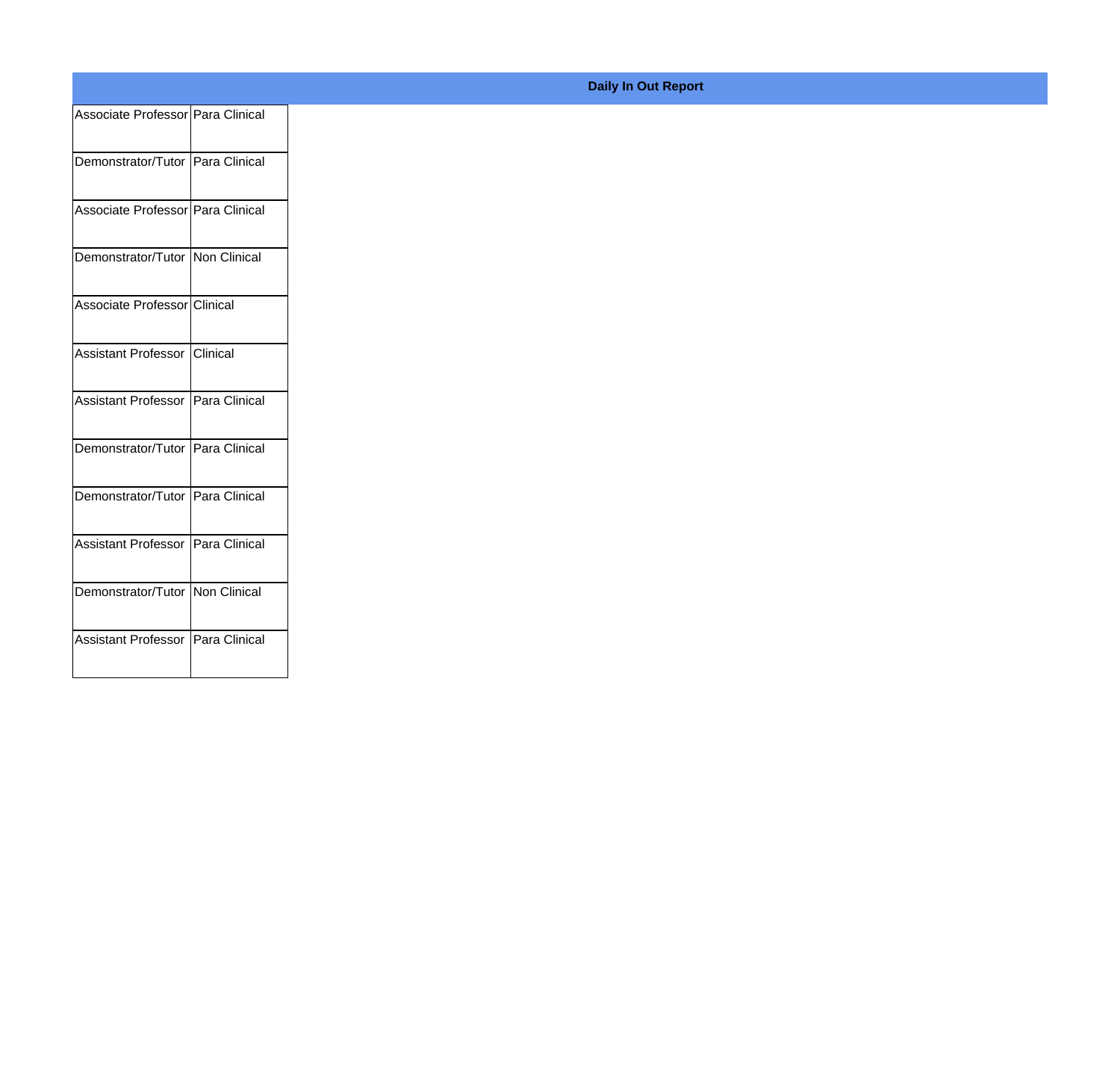**Daily In Out Report**

| | |
|---|---|
| Associate Professor | Para Clinical |
| Demonstrator/Tutor | Para Clinical |
| Associate Professor | Para Clinical |
| Demonstrator/Tutor | Non Clinical |
| Associate Professor | Clinical |
| Assistant Professor | Clinical |
| Assistant Professor | Para Clinical |
| Demonstrator/Tutor | Para Clinical |
| Demonstrator/Tutor | Para Clinical |
| Assistant Professor | Para Clinical |
| Demonstrator/Tutor | Non Clinical |
| Assistant Professor | Para Clinical |